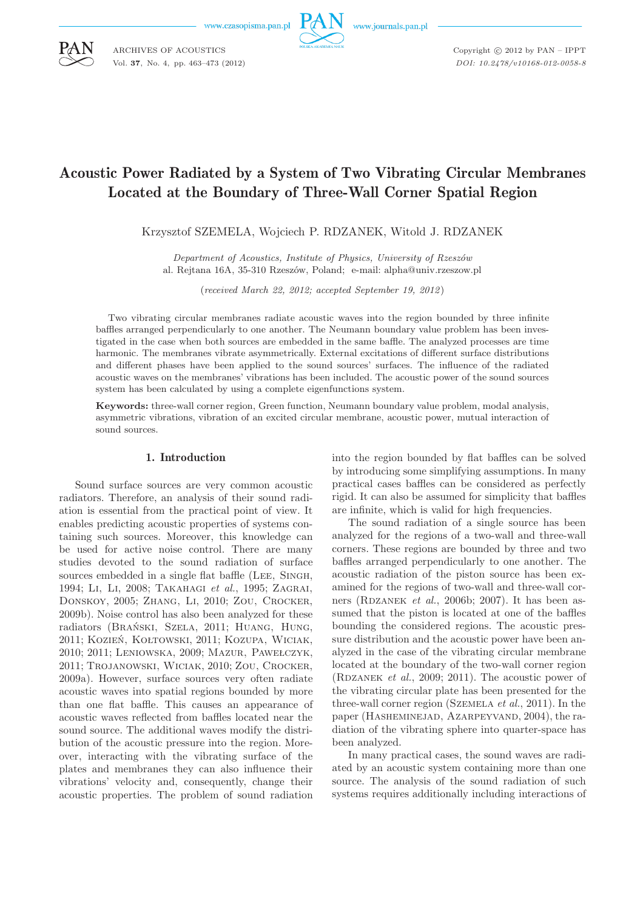# Acoustic Power Radiated by a System of Two Vibrating Circular Membranes Located at the Boundary of Three-Wall Corner Spatial Region

Krzysztof SZEMELA, Wojciech P. RDZANEK, Witold J. RDZANEK

*Department of Acoustics, Institute of Physics, University of Rzeszów*
al. Rejtana 16A, 35-310 Rzeszów, Poland; e-mail: alpha@univ.rzeszow.pl

(*received March 22, 2012; accepted September 19, 2012*)

Two vibrating circular membranes radiate acoustic waves into the region bounded by three infinite baffles arranged perpendicularly to one another. The Neumann boundary value problem has been investigated in the case when both sources are embedded in the same baffle. The analyzed processes are time harmonic. The membranes vibrate asymmetrically. External excitations of different surface distributions and different phases have been applied to the sound sources' surfaces. The influence of the radiated acoustic waves on the membranes' vibrations has been included. The acoustic power of the sound sources system has been calculated by using a complete eigenfunctions system.

**Keywords:** three-wall corner region, Green function, Neumann boundary value problem, modal analysis, asymmetric vibrations, vibration of an excited circular membrane, acoustic power, mutual interaction of sound sources.

## 1. Introduction

Sound surface sources are very common acoustic radiators. Therefore, an analysis of their sound radiation is essential from the practical point of view. It enables predicting acoustic properties of systems containing such sources. Moreover, this knowledge can be used for active noise control. There are many studies devoted to the sound radiation of surface sources embedded in a single flat baffle (Lee, Singh, 1994; Li, Li, 2008; Takahagi *et al.*, 1995; Zagrai, Donskoy, 2005; Zhang, Li, 2010; Zou, Crocker, 2009b). Noise control has also been analyzed for these radiators (Brański, Szela, 2011; Huang, Hung, 2011; Kozień, Kołtowski, 2011; Kozupa, Wiciak, 2010; 2011; Leniowska, 2009; Mazur, Pawełczyk, 2011; Trojanowski, Wiciak, 2010; Zou, Crocker, 2009a). However, surface sources very often radiate acoustic waves into spatial regions bounded by more than one flat baffle. This causes an appearance of acoustic waves reflected from baffles located near the sound source. The additional waves modify the distribution of the acoustic pressure into the region. Moreover, interacting with the vibrating surface of the plates and membranes they can also influence their vibrations' velocity and, consequently, change their acoustic properties. The problem of sound radiation into the region bounded by flat baffles can be solved by introducing some simplifying assumptions. In many practical cases baffles can be considered as perfectly rigid. It can also be assumed for simplicity that baffles are infinite, which is valid for high frequencies.

The sound radiation of a single source has been analyzed for the regions of a two-wall and three-wall corners. These regions are bounded by three and two baffles arranged perpendicularly to one another. The acoustic radiation of the piston source has been examined for the regions of two-wall and three-wall corners (Rdzanek *et al.*, 2006b; 2007). It has been assumed that the piston is located at one of the baffles bounding the considered regions. The acoustic pressure distribution and the acoustic power have been analyzed in the case of the vibrating circular membrane located at the boundary of the two-wall corner region (Rdzanek *et al.*, 2009; 2011). The acoustic power of the vibrating circular plate has been presented for the three-wall corner region (Szemela *et al.*, 2011). In the paper (Hasheminejad, Azarpeyvand, 2004), the radiation of the vibrating sphere into quarter-space has been analyzed.

In many practical cases, the sound waves are radiated by an acoustic system containing more than one source. The analysis of the sound radiation of such systems requires additionally including interactions of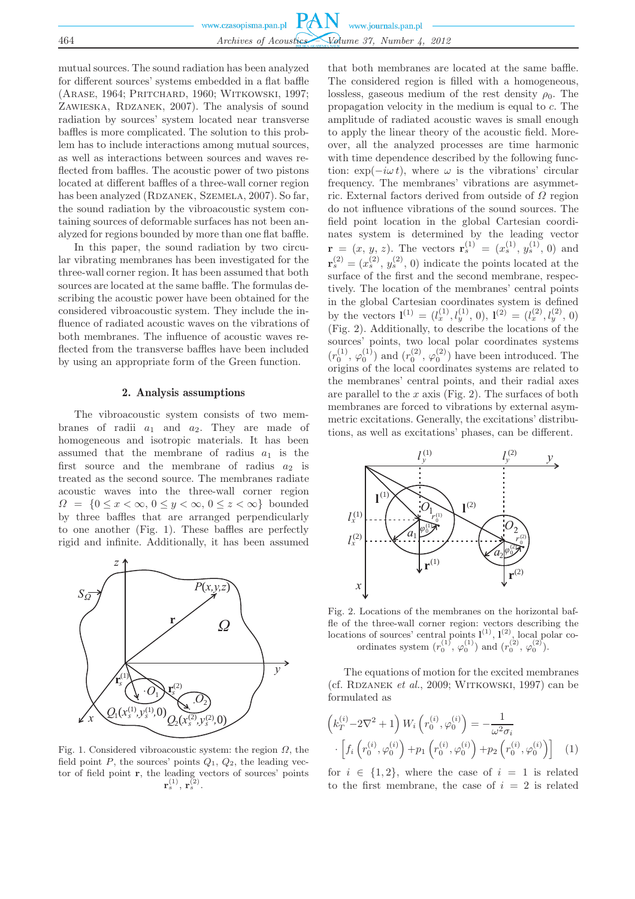mutual sources. The sound radiation has been analyzed for different sources' systems embedded in a flat baffle (Arase, 1964; Pritchard, 1960; Witkowski, 1997; Zawieska, Rdzanek, 2007). The analysis of sound radiation by sources' system located near transverse baffles is more complicated. The solution to this problem has to include interactions among mutual sources, as well as interactions between sources and waves reflected from baffles. The acoustic power of two pistons located at different baffles of a three-wall corner region has been analyzed (Rdzanek, Szemela, 2007). So far, the sound radiation by the vibroacoustic system containing sources of deformable surfaces has not been analyzed for regions bounded by more than one flat baffle.

In this paper, the sound radiation by two circular vibrating membranes has been investigated for the three-wall corner region. It has been assumed that both sources are located at the same baffle. The formulas describing the acoustic power have been obtained for the considered vibroacoustic system. They include the influence of radiated acoustic waves on the vibrations of both membranes. The influence of acoustic waves reflected from the transverse baffles have been included by using an appropriate form of the Green function.

## 2. Analysis assumptions

The vibroacoustic system consists of two membranes of radii $a_1$ and $a_2$. They are made of homogeneous and isotropic materials. It has been assumed that the membrane of radius $a_1$ is the first source and the membrane of radius $a_2$ is treated as the second source. The membranes radiate acoustic waves into the three-wall corner region $\Omega = \{0 \leq x < \infty, 0 \leq y < \infty, 0 \leq z < \infty\}$ bounded by three baffles that are arranged perpendicularly to one another (Fig. 1). These baffles are perfectly rigid and infinite. Additionally, it has been assumed that both membranes are located at the same baffle. The considered region is filled with a homogeneous, lossless, gaseous medium of the rest density $\rho_0$. The propagation velocity in the medium is equal to $c$. The amplitude of radiated acoustic waves is small enough to apply the linear theory of the acoustic field. Moreover, all the analyzed processes are time harmonic with time dependence described by the following function: $\exp(-i\omega t)$, where $\omega$ is the vibrations' circular frequency. The membranes' vibrations are asymmetric. External factors derived from outside of $\Omega$ region do not influence vibrations of the sound sources. The field point location in the global Cartesian coordinates system is determined by the leading vector $\mathbf{r} = (x, y, z)$. The vectors $\mathbf{r}_s^{(1)} = (x_s^{(1)}, y_s^{(1)}, 0)$ and $\mathbf{r}_s^{(2)} = (x_s^{(2)}, y_s^{(2)}, 0)$ indicate the points located at the surface of the first and the second membrane, respectively. The location of the membranes' central points in the global Cartesian coordinates system is defined by the vectors $\mathbf{l}^{(1)} = (l_x^{(1)}, l_y^{(1)}, 0)$, $\mathbf{l}^{(2)} = (l_x^{(2)}, l_y^{(2)}, 0)$ (Fig. 2). Additionally, to describe the locations of the sources' points, two local polar coordinates systems $(r_0^{(1)}, \varphi_0^{(1)})$ and $(r_0^{(2)}, \varphi_0^{(2)})$ have been introduced. The origins of the local coordinates systems are related to the membranes' central points, and their radial axes are parallel to the $x$ axis (Fig. 2). The surfaces of both membranes are forced to vibrations by external asymmetric excitations. Generally, the excitations' distributions, as well as excitations' phases, can be different.

Fig. 1. Considered vibroacoustic system: the region $\Omega$, the field point $P$, the sources' points $Q_1$, $Q_2$, the leading vector of field point $\mathbf{r}$, the leading vectors of sources' points $\mathbf{r}_s^{(1)}$, $\mathbf{r}_s^{(2)}$.

Fig. 2. Locations of the membranes on the horizontal baffle of the three-wall corner region: vectors describing the locations of sources' central points $\mathbf{l}^{(1)}$, $\mathbf{l}^{(2)}$, local polar coordinates system $(r_0^{(1)}, \varphi_0^{(1)})$ and $(r_0^{(2)}, \varphi_0^{(2)})$.

The equations of motion for the excited membranes (cf. Rdzanek *et al.*, 2009; Witkowski, 1997) can be formulated as

$$\left(k_T^{(i)} - 2\nabla^2 + 1\right) W_i\left(r_0^{(i)}, \varphi_0^{(i)}\right) = -\frac{1}{\omega^2 \sigma_i} \cdot \left[f_i\left(r_0^{(i)}, \varphi_0^{(i)}\right) + p_1\left(r_0^{(i)}, \varphi_0^{(i)}\right) + p_2\left(r_0^{(i)}, \varphi_0^{(i)}\right)\right] \quad (1)$$

for $i \in \{1, 2\}$, where the case of $i = 1$ is related to the first membrane, the case of $i = 2$ is related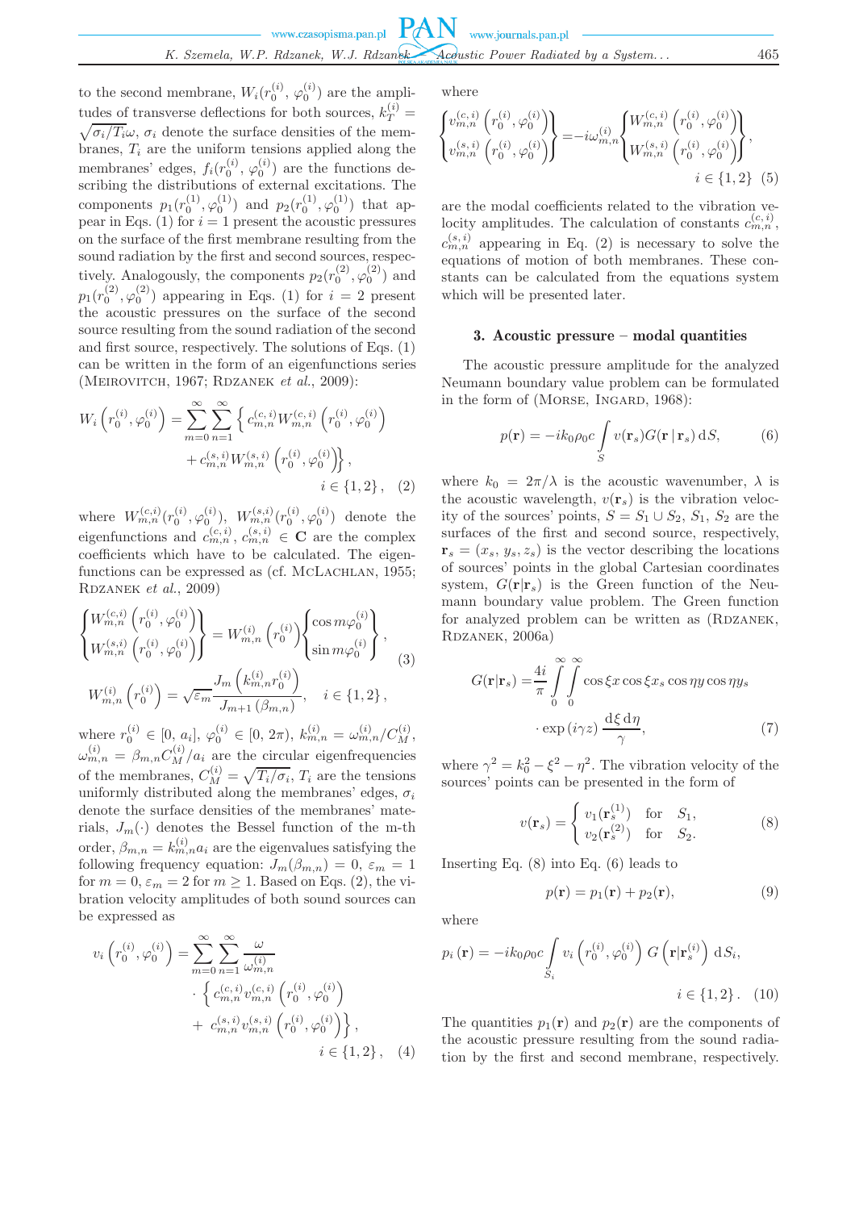to the second membrane, $W_i(r_0^{(i)}, \varphi_0^{(i)})$ are the amplitudes of transverse deflections for both sources, $k_T^{(i)} = \sqrt{\sigma_i/T_i}\omega$, $\sigma_i$ denote the surface densities of the membranes, $T_i$ are the uniform tensions applied along the membranes' edges, $f_i(r_0^{(i)}, \varphi_0^{(i)})$ are the functions describing the distributions of external excitations. The components $p_1(r_0^{(1)}, \varphi_0^{(1)})$ and $p_2(r_0^{(1)}, \varphi_0^{(1)})$ that appear in Eqs. (1) for $i = 1$ present the acoustic pressures on the surface of the first membrane resulting from the sound radiation by the first and second sources, respectively. Analogously, the components $p_2(r_0^{(2)}, \varphi_0^{(2)})$ and $p_1(r_0^{(2)}, \varphi_0^{(2)})$ appearing in Eqs. (1) for $i = 2$ present the acoustic pressures on the surface of the second source resulting from the sound radiation of the second and first source, respectively. The solutions of Eqs. (1) can be written in the form of an eigenfunctions series (Meirovitch, 1967; Rdzanek *et al.*, 2009):

$$W_i\left(r_0^{(i)}, \varphi_0^{(i)}\right) = \sum_{m=0}^{\infty}\sum_{n=1}^{\infty}\left\{c_{m,n}^{(c,i)}W_{m,n}^{(c,i)}\left(r_0^{(i)}, \varphi_0^{(i)}\right) + c_{m,n}^{(s,i)}W_{m,n}^{(s,i)}\left(r_0^{(i)}, \varphi_0^{(i)}\right)\right\}, \quad i \in \{1,2\}, \quad (2)$$

where $W_{m,n}^{(c,i)}(r_0^{(i)}, \varphi_0^{(i)})$, $W_{m,n}^{(s,i)}(r_0^{(i)}, \varphi_0^{(i)})$ denote the eigenfunctions and $c_{m,n}^{(c,i)}$, $c_{m,n}^{(s,i)} \in \mathbf{C}$ are the complex coefficients which have to be calculated. The eigenfunctions can be expressed as (cf. McLachlan, 1955; Rdzanek *et al.*, 2009)

$$\begin{gathered}
\begin{Bmatrix} W_{m,n}^{(c,i)}\left(r_0^{(i)}, \varphi_0^{(i)}\right) \\ W_{m,n}^{(s,i)}\left(r_0^{(i)}, \varphi_0^{(i)}\right) \end{Bmatrix} = W_{m,n}^{(i)}\left(r_0^{(i)}\right)\begin{Bmatrix} \cos m\varphi_0^{(i)} \\ \sin m\varphi_0^{(i)} \end{Bmatrix}, \\
W_{m,n}^{(i)}\left(r_0^{(i)}\right) = \sqrt{\varepsilon_m}\frac{J_m\left(k_{m,n}^{(i)} r_0^{(i)}\right)}{J_{m+1}\left(\beta_{m,n}\right)}, \quad i \in \{1,2\},
\end{gathered} \quad (3)$$

where $r_0^{(i)} \in [0, a_i]$, $\varphi_0^{(i)} \in [0, 2\pi)$, $k_{m,n}^{(i)} = \omega_{m,n}^{(i)}/C_M^{(i)}$, $\omega_{m,n}^{(i)} = \beta_{m,n}C_M^{(i)}/a_i$ are the circular eigenfrequencies of the membranes, $C_M^{(i)} = \sqrt{T_i/\sigma_i}$, $T_i$ are the tensions uniformly distributed along the membranes' edges, $\sigma_i$ denote the surface densities of the membranes' materials, $J_m(\cdot)$ denotes the Bessel function of the m-th order, $\beta_{m,n} = k_{m,n}^{(i)}a_i$ are the eigenvalues satisfying the following frequency equation: $J_m(\beta_{m,n}) = 0$, $\varepsilon_m = 1$ for $m = 0$, $\varepsilon_m = 2$ for $m \geq 1$. Based on Eqs. (2), the vibration velocity amplitudes of both sound sources can be expressed as

$$v_i\left(r_0^{(i)}, \varphi_0^{(i)}\right) = \sum_{m=0}^{\infty}\sum_{n=1}^{\infty}\frac{\omega}{\omega_{m,n}^{(i)}} \cdot \left\{c_{m,n}^{(c,i)}v_{m,n}^{(c,i)}\left(r_0^{(i)}, \varphi_0^{(i)}\right) + c_{m,n}^{(s,i)}v_{m,n}^{(s,i)}\left(r_0^{(i)}, \varphi_0^{(i)}\right)\right\}, \quad i \in \{1,2\}, \quad (4)$$

where

$$\begin{Bmatrix} v_{m,n}^{(c,i)}\left(r_0^{(i)}, \varphi_0^{(i)}\right) \\ v_{m,n}^{(s,i)}\left(r_0^{(i)}, \varphi_0^{(i)}\right) \end{Bmatrix} = -i\omega_{m,n}^{(i)}\begin{Bmatrix} W_{m,n}^{(c,i)}\left(r_0^{(i)}, \varphi_0^{(i)}\right) \\ W_{m,n}^{(s,i)}\left(r_0^{(i)}, \varphi_0^{(i)}\right) \end{Bmatrix}, \quad i \in \{1,2\} \quad (5)$$

are the modal coefficients related to the vibration velocity amplitudes. The calculation of constants $c_{m,n}^{(c,i)}$, $c_{m,n}^{(s,i)}$ appearing in Eq. (2) is necessary to solve the equations of motion of both membranes. These constants can be calculated from the equations system which will be presented later.

## 3. Acoustic pressure – modal quantities

The acoustic pressure amplitude for the analyzed Neumann boundary value problem can be formulated in the form of (Morse, Ingard, 1968):

$$p(\mathbf{r}) = -ik_0\rho_0 c\int_S v(\mathbf{r}_s)G(\mathbf{r}\,|\,\mathbf{r}_s)\,\mathrm{d}S, \quad (6)$$

where $k_0 = 2\pi/\lambda$ is the acoustic wavenumber, $\lambda$ is the acoustic wavelength, $v(\mathbf{r}_s)$ is the vibration velocity of the sources' points, $S = S_1 \cup S_2$, $S_1$, $S_2$ are the surfaces of the first and second source, respectively, $\mathbf{r}_s = (x_s, y_s, z_s)$ is the vector describing the locations of sources' points in the global Cartesian coordinates system, $G(\mathbf{r}|\mathbf{r}_s)$ is the Green function of the Neumann boundary value problem. The Green function for analyzed problem can be written as (Rdzanek, Rdzanek, 2006a)

$$G(\mathbf{r}|\mathbf{r}_s) = \frac{4i}{\pi}\int_0^{\infty}\int_0^{\infty}\cos\xi x\cos\xi x_s\cos\eta y\cos\eta y_s \cdot \exp\left(i\gamma z\right)\frac{\mathrm{d}\xi\,\mathrm{d}\eta}{\gamma}, \quad (7)$$

where $\gamma^2 = k_0^2 - \xi^2 - \eta^2$. The vibration velocity of the sources' points can be presented in the form of

$$v(\mathbf{r}_s) = \begin{cases} v_1(\mathbf{r}_s^{(1)}) & \text{for} \quad S_1, \\ v_2(\mathbf{r}_s^{(2)}) & \text{for} \quad S_2. \end{cases} \quad (8)$$

Inserting Eq. (8) into Eq. (6) leads to

$$p(\mathbf{r}) = p_1(\mathbf{r}) + p_2(\mathbf{r}), \quad (9)$$

where

$$p_i\left(\mathbf{r}\right) = -ik_0\rho_0 c\int_{S_i} v_i\left(r_0^{(i)}, \varphi_0^{(i)}\right)G\left(\mathbf{r}|\mathbf{r}_s^{(i)}\right)\mathrm{d}S_i, \quad i \in \{1,2\}. \quad (10)$$

The quantities $p_1(\mathbf{r})$ and $p_2(\mathbf{r})$ are the components of the acoustic pressure resulting from the sound radiation by the first and second membrane, respectively.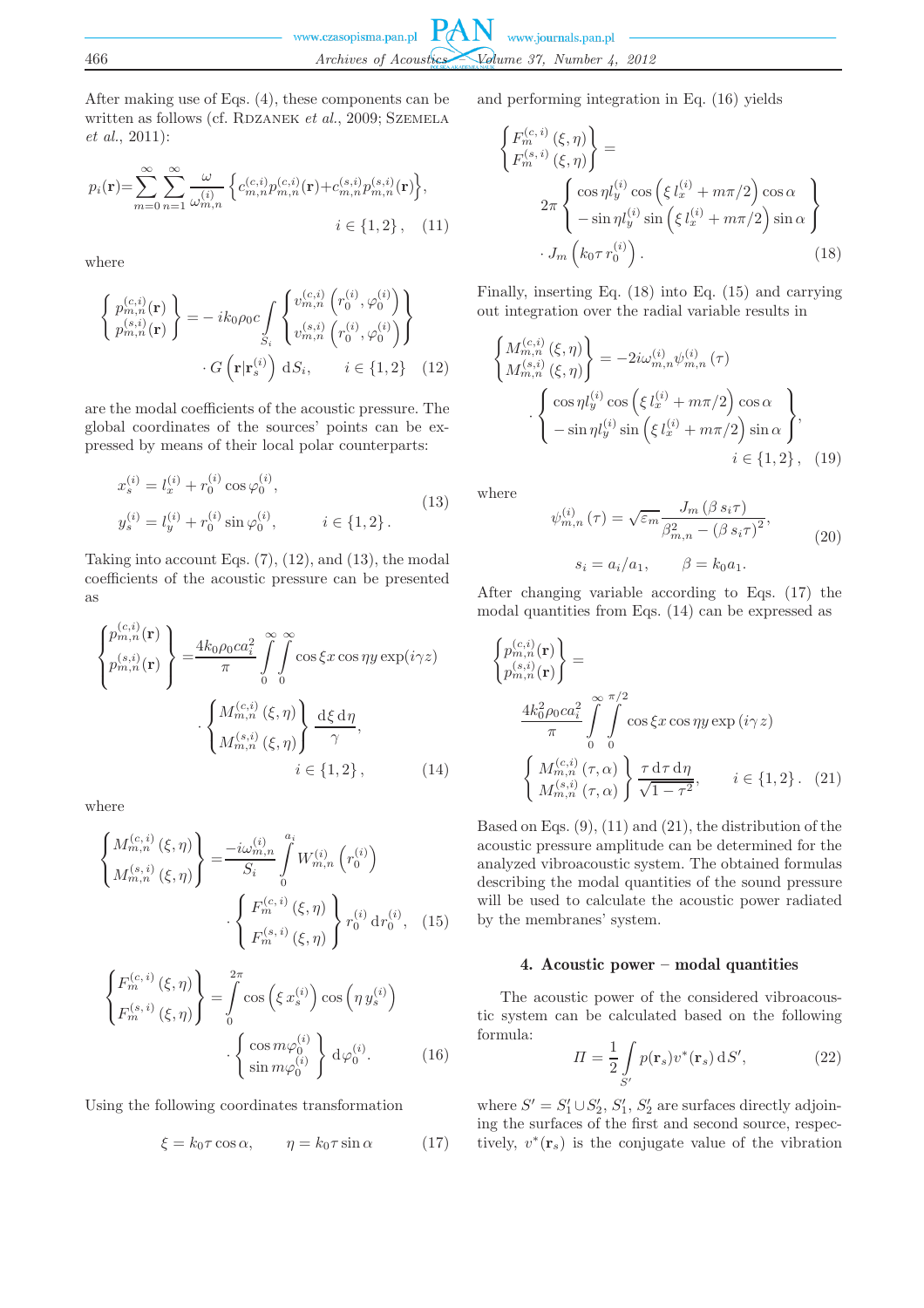After making use of Eqs. (4), these components can be written as follows (cf. RDZANEK *et al.*, 2009; SZEMELA *et al.*, 2011):

$$p_i(\mathbf{r}) = \sum_{m=0}^{\infty}\sum_{n=1}^{\infty} \frac{\omega}{\omega_{m,n}^{(i)}} \left\{ c_{m,n}^{(c,i)} p_{m,n}^{(c,i)}(\mathbf{r}) + c_{m,n}^{(s,i)} p_{m,n}^{(s,i)}(\mathbf{r}) \right\}, \qquad i \in \{1,2\}, \tag{11}$$

where

$$\left\{ \begin{matrix} p_{m,n}^{(c,i)}(\mathbf{r}) \\ p_{m,n}^{(s,i)}(\mathbf{r}) \end{matrix} \right\} = -ik_0\rho_0 c \int\limits_{S_i} \left\{ \begin{matrix} v_{m,n}^{(c,i)}\left(r_0^{(i)}, \varphi_0^{(i)}\right) \\ v_{m,n}^{(s,i)}\left(r_0^{(i)}, \varphi_0^{(i)}\right) \end{matrix} \right\} \cdot G\left(\mathbf{r}|\mathbf{r}_s^{(i)}\right) \, \mathrm{d}S_i, \qquad i \in \{1,2\} \tag{12}$$

are the modal coefficients of the acoustic pressure. The global coordinates of the sources' points can be expressed by means of their local polar counterparts:

$$\begin{aligned} x_s^{(i)} &= l_x^{(i)} + r_0^{(i)} \cos\varphi_0^{(i)}, \\ y_s^{(i)} &= l_y^{(i)} + r_0^{(i)} \sin\varphi_0^{(i)}, \qquad i \in \{1,2\}. \end{aligned} \tag{13}$$

Taking into account Eqs. (7), (12), and (13), the modal coefficients of the acoustic pressure can be presented as

$$\left\{ \begin{matrix} p_{m,n}^{(c,i)}(\mathbf{r}) \\ p_{m,n}^{(s,i)}(\mathbf{r}) \end{matrix} \right\} = \frac{4k_0\rho_0 c a_i^2}{\pi} \int\limits_0^{\infty}\int\limits_0^{\infty} \cos\xi x \cos\eta y \exp(i\gamma z) \cdot \left\{ \begin{matrix} M_{m,n}^{(c,i)}(\xi,\eta) \\ M_{m,n}^{(s,i)}(\xi,\eta) \end{matrix} \right\} \frac{\mathrm{d}\xi \, \mathrm{d}\eta}{\gamma}, \qquad i \in \{1,2\}, \tag{14}$$

where

$$\left\{ \begin{matrix} M_{m,n}^{(c,i)}(\xi,\eta) \\ M_{m,n}^{(s,i)}(\xi,\eta) \end{matrix} \right\} = \frac{-i\omega_{m,n}^{(i)}}{S_i} \int\limits_0^{a_i} W_{m,n}^{(i)}\left(r_0^{(i)}\right) \cdot \left\{ \begin{matrix} F_m^{(c,i)}(\xi,\eta) \\ F_m^{(s,i)}(\xi,\eta) \end{matrix} \right\} r_0^{(i)} \, \mathrm{d}r_0^{(i)}, \tag{15}$$

$$\left\{ \begin{matrix} F_m^{(c,i)}(\xi,\eta) \\ F_m^{(s,i)}(\xi,\eta) \end{matrix} \right\} = \int\limits_0^{2\pi} \cos\left(\xi x_s^{(i)}\right) \cos\left(\eta y_s^{(i)}\right) \cdot \left\{ \begin{matrix} \cos m\varphi_0^{(i)} \\ \sin m\varphi_0^{(i)} \end{matrix} \right\} \mathrm{d}\varphi_0^{(i)}. \tag{16}$$

Using the following coordinates transformation

$$\xi = k_0\tau\cos\alpha, \qquad \eta = k_0\tau\sin\alpha \tag{17}$$

and performing integration in Eq. (16) yields

$$\left\{ \begin{matrix} F_m^{(c,i)}(\xi,\eta) \\ F_m^{(s,i)}(\xi,\eta) \end{matrix} \right\} = 2\pi \left\{ \begin{matrix} \cos\eta l_y^{(i)} \cos\left(\xi\, l_x^{(i)} + m\pi/2\right) \cos\alpha \\ -\sin\eta l_y^{(i)} \sin\left(\xi\, l_x^{(i)} + m\pi/2\right) \sin\alpha \end{matrix} \right\} \cdot J_m\left(k_0\tau\, r_0^{(i)}\right). \tag{18}$$

Finally, inserting Eq. (18) into Eq. (15) and carrying out integration over the radial variable results in

$$\left\{ \begin{matrix} M_{m,n}^{(c,i)}(\xi,\eta) \\ M_{m,n}^{(s,i)}(\xi,\eta) \end{matrix} \right\} = -2i\omega_{m,n}^{(i)} \psi_{m,n}^{(i)}(\tau) \cdot \left\{ \begin{matrix} \cos\eta l_y^{(i)} \cos\left(\xi\, l_x^{(i)} + m\pi/2\right) \cos\alpha \\ -\sin\eta l_y^{(i)} \sin\left(\xi\, l_x^{(i)} + m\pi/2\right) \sin\alpha \end{matrix} \right\}, \qquad i \in \{1,2\}, \tag{19}$$

where

$$\begin{aligned} \psi_{m,n}^{(i)}(\tau) &= \sqrt{\varepsilon_m} \frac{J_m(\beta\, s_i\tau)}{\beta_{m,n}^2 - (\beta\, s_i\tau)^2}, \\ s_i &= a_i/a_1, \qquad \beta = k_0 a_1. \end{aligned} \tag{20}$$

After changing variable according to Eqs. (17) the modal quantities from Eqs. (14) can be expressed as

$$\left\{ \begin{matrix} p_{m,n}^{(c,i)}(\mathbf{r}) \\ p_{m,n}^{(s,i)}(\mathbf{r}) \end{matrix} \right\} = \frac{4k_0^2\rho_0 c a_i^2}{\pi} \int\limits_0^{\infty}\int\limits_0^{\pi/2} \cos\xi x \cos\eta y \exp(i\gamma z) \left\{ \begin{matrix} M_{m,n}^{(c,i)}(\tau,\alpha) \\ M_{m,n}^{(s,i)}(\tau,\alpha) \end{matrix} \right\} \frac{\tau \, \mathrm{d}\tau \, \mathrm{d}\eta}{\sqrt{1-\tau^2}}, \qquad i \in \{1,2\}. \tag{21}$$

Based on Eqs. (9), (11) and (21), the distribution of the acoustic pressure amplitude can be determined for the analyzed vibroacoustic system. The obtained formulas describing the modal quantities of the sound pressure will be used to calculate the acoustic power radiated by the membranes' system.

## 4. Acoustic power – modal quantities

The acoustic power of the considered vibroacoustic system can be calculated based on the following formula:

$$\Pi = \frac{1}{2} \int\limits_{S'} p(\mathbf{r}_s) v^*(\mathbf{r}_s) \, \mathrm{d}S', \tag{22}$$

where $S' = S_1' \cup S_2'$, $S_1'$, $S_2'$ are surfaces directly adjoining the surfaces of the first and second source, respectively, $v^*(\mathbf{r}_s)$ is the conjugate value of the vibration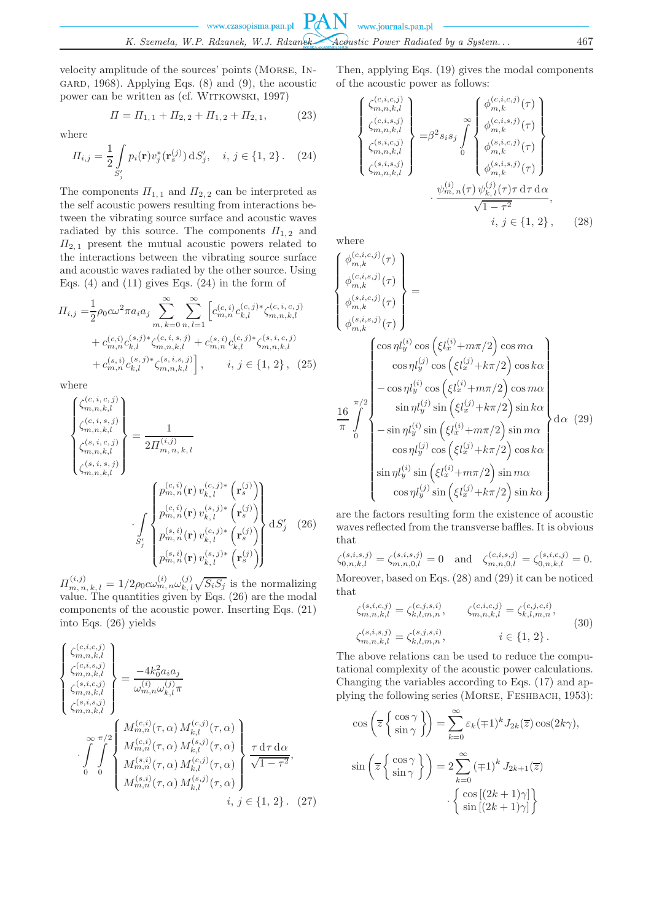velocity amplitude of the sources' points (Morse, Ingard, 1968). Applying Eqs. (8) and (9), the acoustic power can be written as (cf. Witkowski, 1997)

$$\Pi = \Pi_{1,1} + \Pi_{2,2} + \Pi_{1,2} + \Pi_{2,1}, \tag{23}$$

where

$$\Pi_{i,j} = \frac{1}{2}\int_{S_j'} p_i(\mathbf{r})v_j^*(\mathbf{r}_s^{(j)})\,\mathrm{d}S_j', \quad i,j\in\{1,2\}. \tag{24}$$

The components $\Pi_{1,1}$ and $\Pi_{2,2}$ can be interpreted as the self acoustic powers resulting from interactions between the vibrating source surface and acoustic waves radiated by this source. The components $\Pi_{1,2}$ and $\Pi_{2,1}$ present the mutual acoustic powers related to the interactions between the vibrating source surface and acoustic waves radiated by the other source. Using Eqs. (4) and (11) gives Eqs. (24) in the form of

$$\begin{aligned}\Pi_{i,j} = &\frac{1}{2}\rho_0 c\omega^2\pi a_i a_j \sum_{m,k=0}^{\infty}\sum_{n,l=1}^{\infty}\Big[c_{m,n}^{(c,i)}c_{k,l}^{(c,j)*}\zeta_{m,n,k,l}^{(c,i,c,j)} \\ &+ c_{m,n}^{(c,i)}c_{k,l}^{(s,j)*}\zeta_{m,n,k,l}^{(c,i,s,j)} + c_{m,n}^{(s,i)}c_{k,l}^{(c,j)*}\zeta_{m,n,k,l}^{(s,i,c,j)} \\ &+ c_{m,n}^{(s,i)}c_{k,l}^{(s,j)*}\zeta_{m,n,k,l}^{(s,i,s,j)}\Big], \qquad i,j\in\{1,2\}, \end{aligned} \tag{25}$$

where

$$\left\{\begin{matrix}\zeta_{m,n,k,l}^{(c,i,c,j)}\\ \zeta_{m,n,k,l}^{(c,i,s,j)}\\ \zeta_{m,n,k,l}^{(s,i,c,j)}\\ \zeta_{m,n,k,l}^{(s,i,s,j)}\end{matrix}\right\} = \frac{1}{2\Pi_{m,n,k,l}^{(i,j)}} \cdot \int_{S_j'} \left\{\begin{matrix} p_{m,n}^{(c,i)}(\mathbf{r})\, v_{k,l}^{(c,j)*}\left(\mathbf{r}_s^{(j)}\right)\\ p_{m,n}^{(c,i)}(\mathbf{r})\, v_{k,l}^{(s,j)*}\left(\mathbf{r}_s^{(j)}\right)\\ p_{m,n}^{(s,i)}(\mathbf{r})\, v_{k,l}^{(c,j)*}\left(\mathbf{r}_s^{(j)}\right)\\ p_{m,n}^{(s,i)}(\mathbf{r})\, v_{k,l}^{(s,j)*}\left(\mathbf{r}_s^{(j)}\right)\end{matrix}\right\}\mathrm{d}S_j' \tag{26}$$

$\Pi_{m,n,k,l}^{(i,j)} = 1/2\rho_0 c\omega_{m,n}^{(i)}\omega_{k,l}^{(j)}\sqrt{S_iS_j}$ is the normalizing value. The quantities given by Eqs. (26) are the modal components of the acoustic power. Inserting Eqs. (21) into Eqs. (26) yields

$$\left\{\begin{matrix}\zeta_{m,n,k,l}^{(c,i,c,j)}\\ \zeta_{m,n,k,l}^{(c,i,s,j)}\\ \zeta_{m,n,k,l}^{(s,i,c,j)}\\ \zeta_{m,n,k,l}^{(s,i,s,j)}\end{matrix}\right\} = \frac{-4k_0^2 a_i a_j}{\omega_{m,n}^{(i)}\omega_{k,l}^{(j)}\pi} \cdot \int_0^{\infty}\int_0^{\pi/2} \left\{\begin{matrix} M_{m,n}^{(c,i)}(\tau,\alpha)\, M_{k,l}^{(c,j)}(\tau,\alpha)\\ M_{m,n}^{(c,i)}(\tau,\alpha)\, M_{k,l}^{(s,j)}(\tau,\alpha)\\ M_{m,n}^{(s,i)}(\tau,\alpha)\, M_{k,l}^{(c,j)}(\tau,\alpha)\\ M_{m,n}^{(s,i)}(\tau,\alpha)\, M_{k,l}^{(s,j)}(\tau,\alpha)\end{matrix}\right\}\frac{\tau\,\mathrm{d}\tau\,\mathrm{d}\alpha}{\sqrt{1-\tau^2}}, \qquad i,j\in\{1,2\}. \tag{27}$$

Then, applying Eqs. (19) gives the modal components of the acoustic power as follows:

$$\left\{\begin{matrix}\zeta_{m,n,k,l}^{(c,i,c,j)}\\ \zeta_{m,n,k,l}^{(c,i,s,j)}\\ \zeta_{m,n,k,l}^{(s,i,c,j)}\\ \zeta_{m,n,k,l}^{(s,i,s,j)}\end{matrix}\right\} = \beta^2 s_i s_j \int_0^{\infty} \left\{\begin{matrix}\phi_{m,k}^{(c,i,c,j)}(\tau)\\ \phi_{m,k}^{(c,i,s,j)}(\tau)\\ \phi_{m,k}^{(s,i,c,j)}(\tau)\\ \phi_{m,k}^{(s,i,s,j)}(\tau)\end{matrix}\right\} \cdot \frac{\psi_{m,n}^{(i)}(\tau)\,\psi_{k,l}^{(j)}(\tau)\tau\,\mathrm{d}\tau\,\mathrm{d}\alpha}{\sqrt{1-\tau^2}}, \qquad i,j\in\{1,2\}, \tag{28}$$

where

$$\left\{\begin{matrix}\phi_{m,k}^{(c,i,c,j)}(\tau)\\ \phi_{m,k}^{(c,i,s,j)}(\tau)\\ \phi_{m,k}^{(s,i,c,j)}(\tau)\\ \phi_{m,k}^{(s,i,s,j)}(\tau)\end{matrix}\right\} = \frac{16}{\pi}\int_0^{\pi/2}\left\{\begin{matrix} \cos\eta l_y^{(i)}\cos\left(\xi l_x^{(i)}+m\pi/2\right)\cos m\alpha \\ \cos\eta l_y^{(j)}\cos\left(\xi l_x^{(j)}+k\pi/2\right)\cos k\alpha \\ -\cos\eta l_y^{(i)}\cos\left(\xi l_x^{(i)}+m\pi/2\right)\cos m\alpha \\ \sin\eta l_y^{(j)}\sin\left(\xi l_x^{(j)}+k\pi/2\right)\sin k\alpha \\ -\sin\eta l_y^{(i)}\sin\left(\xi l_x^{(i)}+m\pi/2\right)\sin m\alpha \\ \cos\eta l_y^{(j)}\cos\left(\xi l_x^{(j)}+k\pi/2\right)\cos k\alpha \\ \sin\eta l_y^{(i)}\sin\left(\xi l_x^{(i)}+m\pi/2\right)\sin m\alpha \\ \cos\eta l_y^{(j)}\sin\left(\xi l_x^{(j)}+k\pi/2\right)\sin k\alpha \end{matrix}\right\}\mathrm{d}\alpha \tag{29}$$

are the factors resulting form the existence of acoustic waves reflected from the transverse baffles. It is obvious that

$$\zeta_{0,n,k,l}^{(s,i,s,j)} = \zeta_{m,n,0,l}^{(s,i,s,j)} = 0 \quad \text{and} \quad \zeta_{m,n,0,l}^{(c,i,s,j)} = \zeta_{0,n,k,l}^{(s,i,c,j)} = 0.$$

Moreover, based on Eqs. (28) and (29) it can be noticed that

$$\begin{aligned} \zeta_{m,n,k,l}^{(s,i,c,j)} &= \zeta_{k,l,m,n}^{(c,j,s,i)}, & \zeta_{m,n,k,l}^{(c,i,c,j)} &= \zeta_{k,l,m,n}^{(c,j,c,i)}, \\ \zeta_{m,n,k,l}^{(s,i,s,j)} &= \zeta_{k,l,m,n}^{(s,j,s,i)}, & i &\in\{1,2\}. \end{aligned} \tag{30}$$

The above relations can be used to reduce the computational complexity of the acoustic power calculations. Changing the variables according to Eqs. (17) and applying the following series (Morse, Feshbach, 1953):

$$\cos\left(\overline{z}\left\{\begin{matrix}\cos\gamma\\ \sin\gamma\end{matrix}\right\}\right) = \sum_{k=0}^{\infty}\varepsilon_k(\mp1)^k J_{2k}(\overline{z})\cos(2k\gamma),$$

$$\sin\left(\overline{z}\left\{\begin{matrix}\cos\gamma\\ \sin\gamma\end{matrix}\right\}\right) = 2\sum_{k=0}^{\infty}(\mp1)^k J_{2k+1}(\overline{z}) \cdot \left\{\begin{matrix}\cos\left[(2k+1)\gamma\right]\\ \sin\left[(2k+1)\gamma\right]\end{matrix}\right\}$$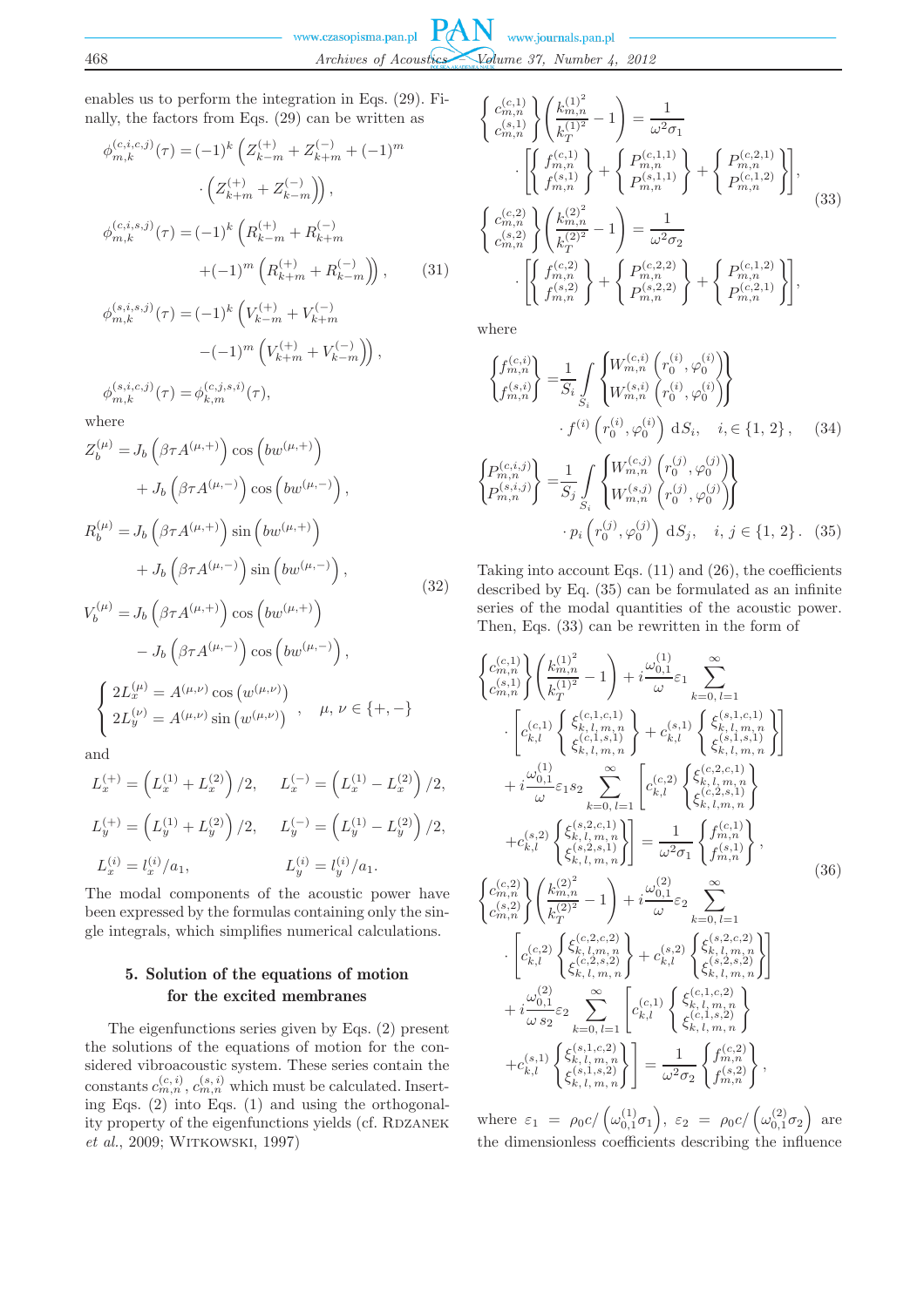enables us to perform the integration in Eqs. (29). Finally, the factors from Eqs. (29) can be written as

$$
\begin{aligned}
\phi_{m,k}^{(c,i,c,j)}(\tau) &= (-1)^k \left( Z_{k-m}^{(+)} + Z_{k+m}^{(-)} + (-1)^m \right. \\
&\quad \left. \cdot \left( Z_{k+m}^{(+)} + Z_{k-m}^{(-)} \right) \right), \\
\phi_{m,k}^{(c,i,s,j)}(\tau) &= (-1)^k \left( R_{k-m}^{(+)} + R_{k+m}^{(-)} \right. \\
&\quad \left. + (-1)^m \left( R_{k+m}^{(+)} + R_{k-m}^{(-)} \right) \right), \\
\phi_{m,k}^{(s,i,s,j)}(\tau) &= (-1)^k \left( V_{k-m}^{(+)} + V_{k+m}^{(-)} \right. \\
&\quad \left. - (-1)^m \left( V_{k+m}^{(+)} + V_{k-m}^{(-)} \right) \right), \\
\phi_{m,k}^{(s,i,c,j)}(\tau) &= \phi_{k,m}^{(c,j,s,i)}(\tau),
\end{aligned}
\tag{31}
$$

where

$$
\begin{aligned}
Z_b^{(\mu)} &= J_b\left(\beta\tau A^{(\mu,+)}\right)\cos\left(bw^{(\mu,+)}\right) \\
&\quad + J_b\left(\beta\tau A^{(\mu,-)}\right)\cos\left(bw^{(\mu,-)}\right), \\
R_b^{(\mu)} &= J_b\left(\beta\tau A^{(\mu,+)}\right)\sin\left(bw^{(\mu,+)}\right) \\
&\quad + J_b\left(\beta\tau A^{(\mu,-)}\right)\sin\left(bw^{(\mu,-)}\right), \\
V_b^{(\mu)} &= J_b\left(\beta\tau A^{(\mu,+)}\right)\cos\left(bw^{(\mu,+)}\right) \\
&\quad - J_b\left(\beta\tau A^{(\mu,-)}\right)\cos\left(bw^{(\mu,-)}\right), \\
&\begin{cases} 2L_x^{(\mu)} = A^{(\mu,\nu)}\cos\left(w^{(\mu,\nu)}\right) \\ 2L_y^{(\nu)} = A^{(\mu,\nu)}\sin\left(w^{(\mu,\nu)}\right) \end{cases}, \quad \mu,\nu \in \{+,-\}
\end{aligned}
\tag{32}
$$

and

$$
\begin{aligned}
L_x^{(+)} &= \left(L_x^{(1)} + L_x^{(2)}\right)/2, & L_x^{(-)} &= \left(L_x^{(1)} - L_x^{(2)}\right)/2, \\
L_y^{(+)} &= \left(L_y^{(1)} + L_y^{(2)}\right)/2, & L_y^{(-)} &= \left(L_y^{(1)} - L_y^{(2)}\right)/2, \\
L_x^{(i)} &= l_x^{(i)}/a_1, & L_y^{(i)} &= l_y^{(i)}/a_1.
\end{aligned}
$$

The modal components of the acoustic power have been expressed by the formulas containing only the single integrals, which simplifies numerical calculations.

## 5. Solution of the equations of motion for the excited membranes

The eigenfunctions series given by Eqs. (2) present the solutions of the equations of motion for the considered vibroacoustic system. These series contain the constants $c_{m,n}^{(c,i)}$, $c_{m,n}^{(s,i)}$ which must be calculated. Inserting Eqs. (2) into Eqs. (1) and using the orthogonality property of the eigenfunctions yields (cf. Rdzanek *et al.*, 2009; Witkowski, 1997)

$$
\begin{aligned}
&\left\{\begin{matrix} c_{m,n}^{(c,1)} \\ c_{m,n}^{(s,1)} \end{matrix}\right\} \left( \frac{k_{m,n}^{(1)^2}}{k_T^{(1)^2}} - 1 \right) = \frac{1}{\omega^2\sigma_1} \\
&\quad \cdot \left[ \left\{\begin{matrix} f_{m,n}^{(c,1)} \\ f_{m,n}^{(s,1)} \end{matrix}\right\} + \left\{\begin{matrix} P_{m,n}^{(c,1,1)} \\ P_{m,n}^{(s,1,1)} \end{matrix}\right\} + \left\{\begin{matrix} P_{m,n}^{(c,2,1)} \\ P_{m,n}^{(c,1,2)} \end{matrix}\right\} \right], \\
&\left\{\begin{matrix} c_{m,n}^{(c,2)} \\ c_{m,n}^{(s,2)} \end{matrix}\right\} \left( \frac{k_{m,n}^{(2)^2}}{k_T^{(2)^2}} - 1 \right) = \frac{1}{\omega^2\sigma_2} \\
&\quad \cdot \left[ \left\{\begin{matrix} f_{m,n}^{(c,2)} \\ f_{m,n}^{(s,2)} \end{matrix}\right\} + \left\{\begin{matrix} P_{m,n}^{(c,2,2)} \\ P_{m,n}^{(s,2,2)} \end{matrix}\right\} + \left\{\begin{matrix} P_{m,n}^{(c,1,2)} \\ P_{m,n}^{(c,2,1)} \end{matrix}\right\} \right],
\end{aligned}
\tag{33}
$$

where

$$
\left\{\begin{matrix} f_{m,n}^{(c,i)} \\ f_{m,n}^{(s,i)} \end{matrix}\right\} = \frac{1}{S_i} \int\limits_{S_i} \left\{\begin{matrix} W_{m,n}^{(c,i)}\left(r_0^{(i)}, \varphi_0^{(i)}\right) \\ W_{m,n}^{(s,i)}\left(r_0^{(i)}, \varphi_0^{(i)}\right) \end{matrix}\right\} \cdot f^{(i)}\left(r_0^{(i)}, \varphi_0^{(i)}\right) \, \mathrm{d}S_i, \quad i, \in \{1,2\}, \tag{34}
$$

$$
\left\{\begin{matrix} P_{m,n}^{(c,i,j)} \\ P_{m,n}^{(s,i,j)} \end{matrix}\right\} = \frac{1}{S_j} \int\limits_{S_i} \left\{\begin{matrix} W_{m,n}^{(c,j)}\left(r_0^{(j)}, \varphi_0^{(j)}\right) \\ W_{m,n}^{(s,j)}\left(r_0^{(j)}, \varphi_0^{(j)}\right) \end{matrix}\right\} \cdot p_i\left(r_0^{(j)}, \varphi_0^{(j)}\right) \, \mathrm{d}S_j, \quad i,j \in \{1,2\}. \tag{35}
$$

Taking into account Eqs. (11) and (26), the coefficients described by Eq. (35) can be formulated as an infinite series of the modal quantities of the acoustic power. Then, Eqs. (33) can be rewritten in the form of

$$
\begin{aligned}
&\left\{\begin{matrix} c_{m,n}^{(c,1)} \\ c_{m,n}^{(s,1)} \end{matrix}\right\} \left( \frac{k_{m,n}^{(1)^2}}{k_T^{(1)^2}} - 1 \right) + i\frac{\omega_{0,1}^{(1)}}{\omega}\varepsilon_1 \sum_{k=0,\, l=1}^{\infty} \\
&\quad \cdot \left[ c_{k,l}^{(c,1)} \left\{\begin{matrix} \xi_{k,l,m,n}^{(c,1,c,1)} \\ \xi_{k,l,m,n}^{(c,1,s,1)} \end{matrix}\right\} + c_{k,l}^{(s,1)} \left\{\begin{matrix} \xi_{k,l,m,n}^{(s,1,c,1)} \\ \xi_{k,l,m,n}^{(s,1,s,1)} \end{matrix}\right\} \right] \\
&\quad + i\frac{\omega_{0,1}^{(1)}}{\omega}\varepsilon_1 s_2 \sum_{k=0,\, l=1}^{\infty} \left[ c_{k,l}^{(c,2)} \left\{\begin{matrix} \xi_{k,l,m,n}^{(c,2,c,1)} \\ \xi_{k,l,m,n}^{(c,2,s,1)} \end{matrix}\right\} \right. \\
&\quad \left. + c_{k,l}^{(s,2)} \left\{\begin{matrix} \xi_{k,l,m,n}^{(s,2,c,1)} \\ \xi_{k,l,m,n}^{(s,2,s,1)} \end{matrix}\right\} \right] = \frac{1}{\omega^2\sigma_1} \left\{\begin{matrix} f_{m,n}^{(c,1)} \\ f_{m,n}^{(s,1)} \end{matrix}\right\}, \\
&\left\{\begin{matrix} c_{m,n}^{(c,2)} \\ c_{m,n}^{(s,2)} \end{matrix}\right\} \left( \frac{k_{m,n}^{(2)^2}}{k_T^{(2)^2}} - 1 \right) + i\frac{\omega_{0,1}^{(2)}}{\omega}\varepsilon_2 \sum_{k=0,\, l=1}^{\infty} \\
&\quad \cdot \left[ c_{k,l}^{(c,2)} \left\{\begin{matrix} \xi_{k,l,m,n}^{(c,2,c,2)} \\ \xi_{k,l,m,n}^{(c,2,s,2)} \end{matrix}\right\} + c_{k,l}^{(s,2)} \left\{\begin{matrix} \xi_{k,l,m,n}^{(s,2,c,2)} \\ \xi_{k,l,m,n}^{(s,2,s,2)} \end{matrix}\right\} \right] \\
&\quad + i\frac{\omega_{0,1}^{(2)}}{\omega\, s_2}\varepsilon_2 \sum_{k=0,\, l=1}^{\infty} \left[ c_{k,l}^{(c,1)} \left\{\begin{matrix} \xi_{k,l,m,n}^{(c,1,c,2)} \\ \xi_{k,l,m,n}^{(c,1,s,2)} \end{matrix}\right\} \right. \\
&\quad \left. + c_{k,l}^{(s,1)} \left\{\begin{matrix} \xi_{k,l,m,n}^{(s,1,c,2)} \\ \xi_{k,l,m,n}^{(s,1,s,2)} \end{matrix}\right\} \right] = \frac{1}{\omega^2\sigma_2} \left\{\begin{matrix} f_{m,n}^{(c,2)} \\ f_{m,n}^{(s,2)} \end{matrix}\right\},
\end{aligned}
\tag{36}
$$

where $\varepsilon_1 = \rho_0 c / \left(\omega_{0,1}^{(1)}\sigma_1\right)$, $\varepsilon_2 = \rho_0 c / \left(\omega_{0,1}^{(2)}\sigma_2\right)$ are the dimensionless coefficients describing the influence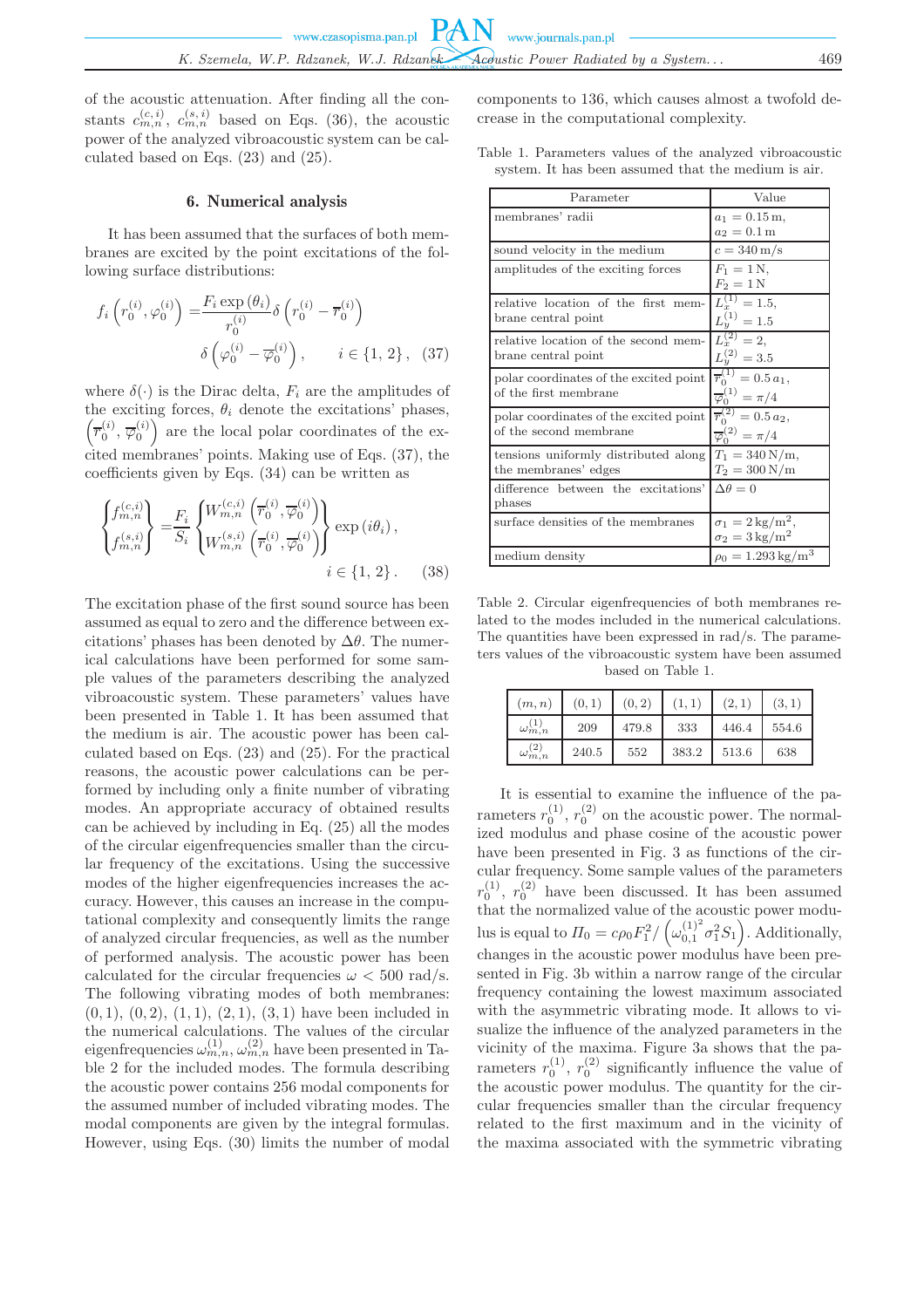of the acoustic attenuation. After finding all the constants $c_{m,n}^{(c,i)}$, $c_{m,n}^{(s,i)}$ based on Eqs. (36), the acoustic power of the analyzed vibroacoustic system can be calculated based on Eqs. (23) and (25).

## 6. Numerical analysis

It has been assumed that the surfaces of both membranes are excited by the point excitations of the following surface distributions:

$$f_i\left(r_0^{(i)},\varphi_0^{(i)}\right) = \frac{F_i \exp\left(\theta_i\right)}{r_0^{(i)}} \delta\left(r_0^{(i)} - \overline{r}_0^{(i)}\right) \delta\left(\varphi_0^{(i)} - \overline{\varphi}_0^{(i)}\right), \qquad i \in \{1,2\}, \quad (37)$$

where $\delta(\cdot)$ is the Dirac delta, $F_i$ are the amplitudes of the exciting forces, $\theta_i$ denote the excitations' phases, $\left(\overline{r}_0^{(i)}, \overline{\varphi}_0^{(i)}\right)$ are the local polar coordinates of the excited membranes' points. Making use of Eqs. (37), the coefficients given by Eqs. (34) can be written as

$$\begin{Bmatrix} f_{m,n}^{(c,i)} \\ f_{m,n}^{(s,i)} \end{Bmatrix} = \frac{F_i}{S_i} \begin{Bmatrix} W_{m,n}^{(c,i)}\left(\overline{r}_0^{(i)},\overline{\varphi}_0^{(i)}\right) \\ W_{m,n}^{(s,i)}\left(\overline{r}_0^{(i)},\overline{\varphi}_0^{(i)}\right) \end{Bmatrix} \exp\left(i\theta_i\right), \qquad i \in \{1,2\}. \quad (38)$$

The excitation phase of the first sound source has been assumed as equal to zero and the difference between excitations' phases has been denoted by $\Delta\theta$. The numerical calculations have been performed for some sample values of the parameters describing the analyzed vibroacoustic system. These parameters' values have been presented in Table 1. It has been assumed that the medium is air. The acoustic power has been calculated based on Eqs. (23) and (25). For the practical reasons, the acoustic power calculations can be performed by including only a finite number of vibrating modes. An appropriate accuracy of obtained results can be achieved by including in Eq. (25) all the modes of the circular eigenfrequencies smaller than the circular frequency of the excitations. Using the successive modes of the higher eigenfrequencies increases the accuracy. However, this causes an increase in the computational complexity and consequently limits the range of analyzed circular frequencies, as well as the number of performed analysis. The acoustic power has been calculated for the circular frequencies $\omega < 500$ rad/s. The following vibrating modes of both membranes: $(0,1)$, $(0,2)$, $(1,1)$, $(2,1)$, $(3,1)$ have been included in the numerical calculations. The values of the circular eigenfrequencies $\omega_{m,n}^{(1)}$, $\omega_{m,n}^{(2)}$ have been presented in Table 2 for the included modes. The formula describing the acoustic power contains 256 modal components for the assumed number of included vibrating modes. The modal components are given by the integral formulas. However, using Eqs. (30) limits the number of modal components to 136, which causes almost a twofold decrease in the computational complexity.

Table 1. Parameters values of the analyzed vibroacoustic system. It has been assumed that the medium is air.

| Parameter | Value |
|---|---|
| membranes' radii | $a_1 = 0.15$ m, $a_2 = 0.1$ m |
| sound velocity in the medium | $c = 340$ m/s |
| amplitudes of the exciting forces | $F_1 = 1$ N, $F_2 = 1$ N |
| relative location of the first membrane central point | $L_x^{(1)} = 1.5$, $L_y^{(1)} = 1.5$ |
| relative location of the second membrane central point | $L_x^{(2)} = 2$, $L_y^{(2)} = 3.5$ |
| polar coordinates of the excited point of the first membrane | $\overline{r}_0^{(1)} = 0.5\,a_1$, $\overline{\varphi}_0^{(1)} = \pi/4$ |
| polar coordinates of the excited point of the second membrane | $\overline{r}_0^{(2)} = 0.5\,a_2$, $\overline{\varphi}_0^{(2)} = \pi/4$ |
| tensions uniformly distributed along the membranes' edges | $T_1 = 340$ N/m, $T_2 = 300$ N/m |
| difference between the excitations' phases | $\Delta\theta = 0$ |
| surface densities of the membranes | $\sigma_1 = 2$ kg/m$^2$, $\sigma_2 = 3$ kg/m$^2$ |
| medium density | $\rho_0 = 1.293$ kg/m$^3$ |

Table 2. Circular eigenfrequencies of both membranes related to the modes included in the numerical calculations. The quantities have been expressed in rad/s. The parameters values of the vibroacoustic system have been assumed based on Table 1.

| $(m,n)$ | $(0,1)$ | $(0,2)$ | $(1,1)$ | $(2,1)$ | $(3,1)$ |
|---|---|---|---|---|---|
| $\omega_{m,n}^{(1)}$ | 209 | 479.8 | 333 | 446.4 | 554.6 |
| $\omega_{m,n}^{(2)}$ | 240.5 | 552 | 383.2 | 513.6 | 638 |

It is essential to examine the influence of the parameters $r_0^{(1)}$, $r_0^{(2)}$ on the acoustic power. The normalized modulus and phase cosine of the acoustic power have been presented in Fig. 3 as functions of the circular frequency. Some sample values of the parameters $r_0^{(1)}$, $r_0^{(2)}$ have been discussed. It has been assumed that the normalized value of the acoustic power modulus is equal to $\Pi_0 = c\rho_0 F_1^2 / \left({\omega_{0,1}^{(1)}}^2 \sigma_1^2 S_1\right)$. Additionally, changes in the acoustic power modulus have been presented in Fig. 3b within a narrow range of the circular frequency containing the lowest maximum associated with the asymmetric vibrating mode. It allows to visualize the influence of the analyzed parameters in the vicinity of the maxima. Figure 3a shows that the parameters $r_0^{(1)}$, $r_0^{(2)}$ significantly influence the value of the acoustic power modulus. The quantity for the circular frequencies smaller than the circular frequency related to the first maximum and in the vicinity of the maxima associated with the symmetric vibrating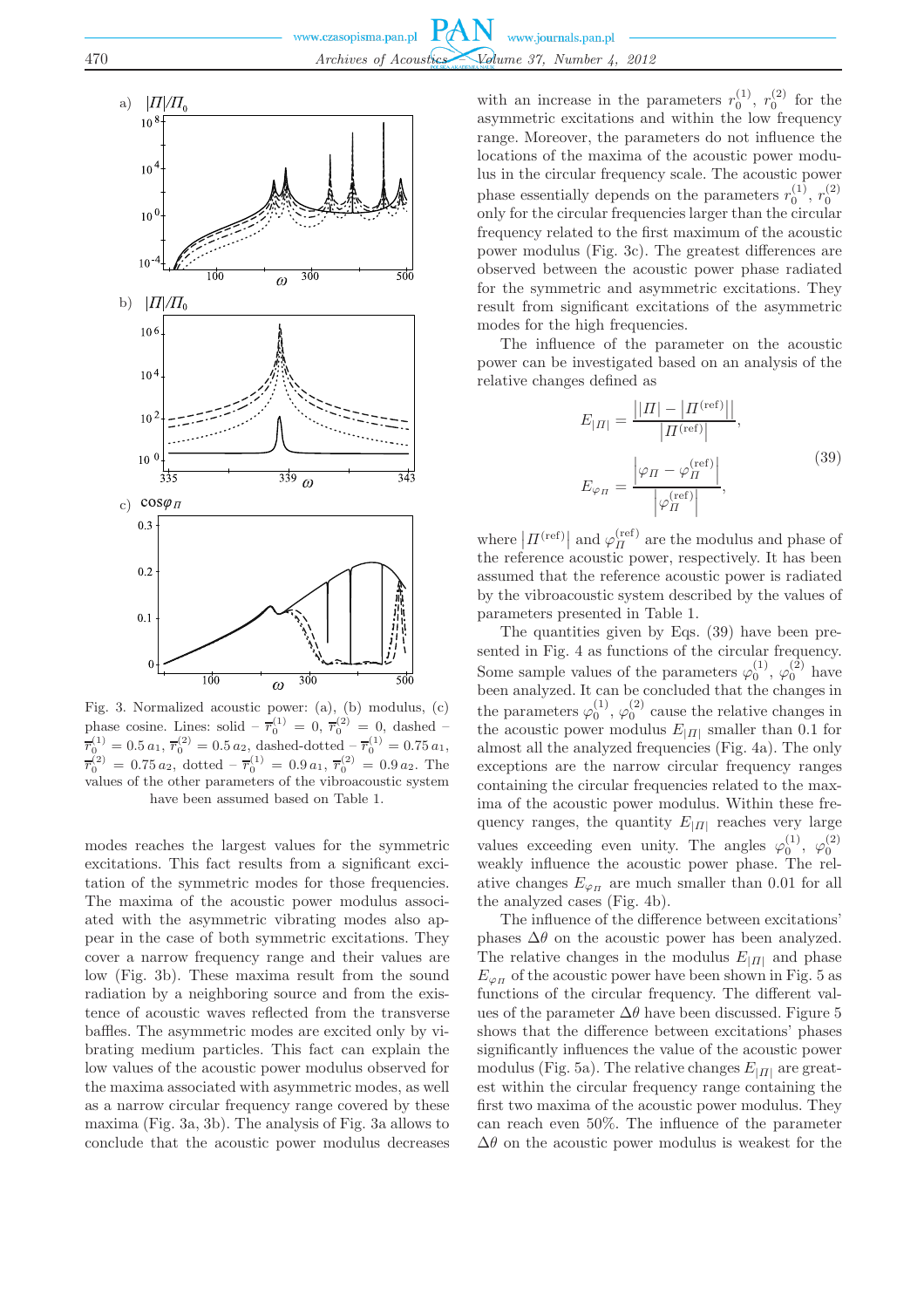Fig. 3. Normalized acoustic power: (a), (b) modulus, (c) phase cosine. Lines: solid – $\overline{r}_0^{(1)} = 0$, $\overline{r}_0^{(2)} = 0$, dashed – $\overline{r}_0^{(1)} = 0.5\,a_1$, $\overline{r}_0^{(2)} = 0.5\,a_2$, dashed-dotted – $\overline{r}_0^{(1)} = 0.75\,a_1$, $\overline{r}_0^{(2)} = 0.75\,a_2$, dotted – $\overline{r}_0^{(1)} = 0.9\,a_1$, $\overline{r}_0^{(2)} = 0.9\,a_2$. The values of the other parameters of the vibroacoustic system have been assumed based on Table 1.

modes reaches the largest values for the symmetric excitations. This fact results from a significant excitation of the symmetric modes for those frequencies. The maxima of the acoustic power modulus associated with the asymmetric vibrating modes also appear in the case of both symmetric excitations. They cover a narrow frequency range and their values are low (Fig. 3b). These maxima result from the sound radiation by a neighboring source and from the existence of acoustic waves reflected from the transverse baffles. The asymmetric modes are excited only by vibrating medium particles. This fact can explain the low values of the acoustic power modulus observed for the maxima associated with asymmetric modes, as well as a narrow circular frequency range covered by these maxima (Fig. 3a, 3b). The analysis of Fig. 3a allows to conclude that the acoustic power modulus decreases with an increase in the parameters $r_0^{(1)}$, $r_0^{(2)}$ for the asymmetric excitations and within the low frequency range. Moreover, the parameters do not influence the locations of the maxima of the acoustic power modulus in the circular frequency scale. The acoustic power phase essentially depends on the parameters $r_0^{(1)}$, $r_0^{(2)}$ only for the circular frequencies larger than the circular frequency related to the first maximum of the acoustic power modulus (Fig. 3c). The greatest differences are observed between the acoustic power phase radiated for the symmetric and asymmetric excitations. They result from significant excitations of the asymmetric modes for the high frequencies.

The influence of the parameter on the acoustic power can be investigated based on an analysis of the relative changes defined as

$$E_{|\Pi|} = \frac{\left||\Pi| - \left|\Pi^{(\text{ref})}\right|\right|}{\left|\Pi^{(\text{ref})}\right|},$$
$$E_{\varphi_\Pi} = \frac{\left|\varphi_\Pi - \varphi_\Pi^{(\text{ref})}\right|}{\left|\varphi_\Pi^{(\text{ref})}\right|}, \tag{39}$$

where $\left|\Pi^{(\text{ref})}\right|$ and $\varphi_\Pi^{(\text{ref})}$ are the modulus and phase of the reference acoustic power, respectively. It has been assumed that the reference acoustic power is radiated by the vibroacoustic system described by the values of parameters presented in Table 1.

The quantities given by Eqs. (39) have been presented in Fig. 4 as functions of the circular frequency. Some sample values of the parameters $\varphi_0^{(1)}$, $\varphi_0^{(2)}$ have been analyzed. It can be concluded that the changes in the parameters $\varphi_0^{(1)}$, $\varphi_0^{(2)}$ cause the relative changes in the acoustic power modulus $E_{|\Pi|}$ smaller than 0.1 for almost all the analyzed frequencies (Fig. 4a). The only exceptions are the narrow circular frequency ranges containing the circular frequencies related to the maxima of the acoustic power modulus. Within these frequency ranges, the quantity $E_{|\Pi|}$ reaches very large values exceeding even unity. The angles $\varphi_0^{(1)}$, $\varphi_0^{(2)}$ weakly influence the acoustic power phase. The relative changes $E_{\varphi_\Pi}$ are much smaller than 0.01 for all the analyzed cases (Fig. 4b).

The influence of the difference between excitations' phases $\Delta\theta$ on the acoustic power has been analyzed. The relative changes in the modulus $E_{|\Pi|}$ and phase $E_{\varphi_\Pi}$ of the acoustic power have been shown in Fig. 5 as functions of the circular frequency. The different values of the parameter $\Delta\theta$ have been discussed. Figure 5 shows that the difference between excitations' phases significantly influences the value of the acoustic power modulus (Fig. 5a). The relative changes $E_{|\Pi|}$ are greatest within the circular frequency range containing the first two maxima of the acoustic power modulus. They can reach even 50%. The influence of the parameter $\Delta\theta$ on the acoustic power modulus is weakest for the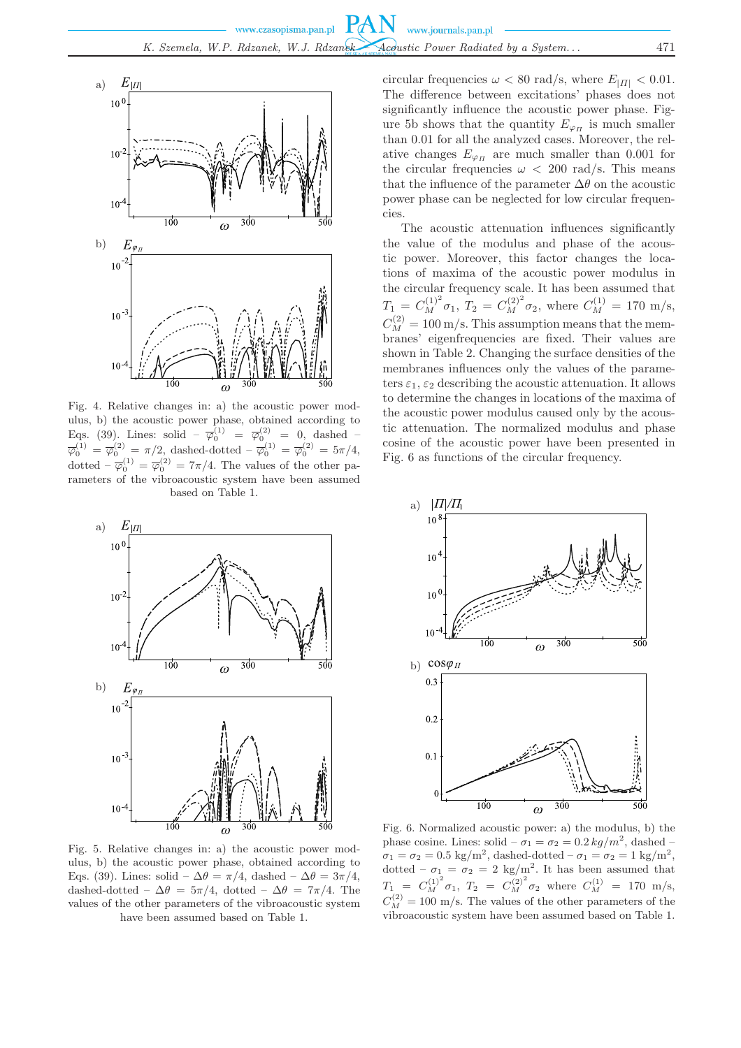Fig. 4. Relative changes in: a) the acoustic power modulus, b) the acoustic power phase, obtained according to Eqs. (39). Lines: solid – $\overline{\varphi}_0^{(1)} = \overline{\varphi}_0^{(2)} = 0$, dashed – $\overline{\varphi}_0^{(1)} = \overline{\varphi}_0^{(2)} = \pi/2$, dashed-dotted – $\overline{\varphi}_0^{(1)} = \overline{\varphi}_0^{(2)} = 5\pi/4$, dotted – $\overline{\varphi}_0^{(1)} = \overline{\varphi}_0^{(2)} = 7\pi/4$. The values of the other parameters of the vibroacoustic system have been assumed based on Table 1.

Fig. 5. Relative changes in: a) the acoustic power modulus, b) the acoustic power phase, obtained according to Eqs. (39). Lines: solid – $\Delta\theta = \pi/4$, dashed – $\Delta\theta = 3\pi/4$, dashed-dotted – $\Delta\theta = 5\pi/4$, dotted – $\Delta\theta = 7\pi/4$. The values of the other parameters of the vibroacoustic system have been assumed based on Table 1.

circular frequencies $\omega < 80$ rad/s, where $E_{|\Pi|} < 0.01$. The difference between excitations' phases does not significantly influence the acoustic power phase. Figure 5b shows that the quantity $E_{\varphi_\Pi}$ is much smaller than 0.01 for all the analyzed cases. Moreover, the relative changes $E_{\varphi_\Pi}$ are much smaller than 0.001 for the circular frequencies $\omega < 200$ rad/s. This means that the influence of the parameter $\Delta\theta$ on the acoustic power phase can be neglected for low circular frequencies.

The acoustic attenuation influences significantly the value of the modulus and phase of the acoustic power. Moreover, this factor changes the locations of maxima of the acoustic power modulus in the circular frequency scale. It has been assumed that $T_1 = C_M^{(1)^2}\sigma_1$, $T_2 = C_M^{(2)^2}\sigma_2$, where $C_M^{(1)} = 170$ m/s, $C_M^{(2)} = 100$ m/s. This assumption means that the membranes' eigenfrequencies are fixed. Their values are shown in Table 2. Changing the surface densities of the membranes influences only the values of the parameters $\varepsilon_1$, $\varepsilon_2$ describing the acoustic attenuation. It allows to determine the changes in locations of the maxima of the acoustic power modulus caused only by the acoustic attenuation. The normalized modulus and phase cosine of the acoustic power have been presented in Fig. 6 as functions of the circular frequency.

Fig. 6. Normalized acoustic power: a) the modulus, b) the phase cosine. Lines: solid – $\sigma_1 = \sigma_2 = 0.2\,kg/m^2$, dashed – $\sigma_1 = \sigma_2 = 0.5$ kg/m$^2$, dashed-dotted – $\sigma_1 = \sigma_2 = 1$ kg/m$^2$, dotted – $\sigma_1 = \sigma_2 = 2$ kg/m$^2$. It has been assumed that $T_1 = C_M^{(1)^2}\sigma_1$, $T_2 = C_M^{(2)^2}\sigma_2$ where $C_M^{(1)} = 170$ m/s, $C_M^{(2)} = 100$ m/s. The values of the other parameters of the vibroacoustic system have been assumed based on Table 1.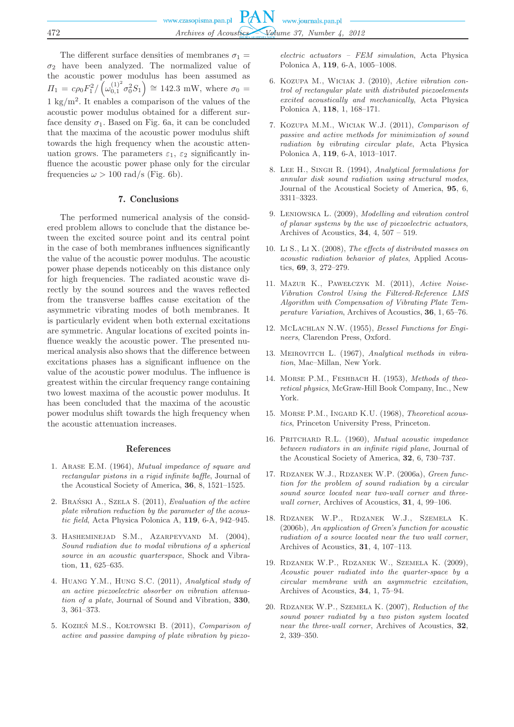The different surface densities of membranes $\sigma_1 = \sigma_2$ have been analyzed. The normalized value of the acoustic power modulus has been assumed as $\Pi_1 = c\rho_0 F_1^2 / \left(\omega_{0,1}^{(1)^2} \sigma_0^2 S_1\right) \cong 142.3$ mW, where $\sigma_0 = 1$ kg/m$^2$. It enables a comparison of the values of the acoustic power modulus obtained for a different surface density $\sigma_1$. Based on Fig. 6a, it can be concluded that the maxima of the acoustic power modulus shift towards the high frequency when the acoustic attenuation grows. The parameters $\varepsilon_1$, $\varepsilon_2$ significantly influence the acoustic power phase only for the circular frequencies $\omega > 100$ rad/s (Fig. 6b).

## 7. Conclusions

The performed numerical analysis of the considered problem allows to conclude that the distance between the excited source point and its central point in the case of both membranes influences significantly the value of the acoustic power modulus. The acoustic power phase depends noticeably on this distance only for high frequencies. The radiated acoustic wave directly by the sound sources and the waves reflected from the transverse baffles cause excitation of the asymmetric vibrating modes of both membranes. It is particularly evident when both external excitations are symmetric. Angular locations of excited points influence weakly the acoustic power. The presented numerical analysis also shows that the difference between excitations phases has a significant influence on the value of the acoustic power modulus. The influence is greatest within the circular frequency range containing two lowest maxima of the acoustic power modulus. It has been concluded that the maxima of the acoustic power modulus shift towards the high frequency when the acoustic attenuation increases.

## References

1. Arase E.M. (1964), *Mutual impedance of square and rectangular pistons in a rigid infinite baffle*, Journal of the Acoustical Society of America, **36**, 8, 1521–1525.
2. Brański A., Szela S. (2011), *Evaluation of the active plate vibration reduction by the parameter of the acoustic field*, Acta Physica Polonica A, **119**, 6-A, 942–945.
3. Hasheminejad S.M., Azarpeyvand M. (2004), *Sound radiation due to modal vibrations of a spherical source in an acoustic quarterspace*, Shock and Vibration, **11**, 625–635.
4. Huang Y.M., Hung S.C. (2011), *Analytical study of an active piezoelectric absorber on vibration attenuation of a plate*, Journal of Sound and Vibration, **330**, 3, 361–373.
5. Kozień M.S., Kołtowski B. (2011), *Comparison of active and passive damping of plate vibration by piezoelectric actuators – FEM simulation*, Acta Physica Polonica A, **119**, 6-A, 1005–1008.
6. Kozupa M., Wiciak J. (2010), *Active vibration control of rectangular plate with distributed piezoelements excited acoustically and mechanically*, Acta Physica Polonica A, **118**, 1, 168–171.
7. Kozupa M.M., Wiciak W.J. (2011), *Comparison of passive and active methods for minimization of sound radiation by vibrating circular plate*, Acta Physica Polonica A, **119**, 6-A, 1013–1017.
8. Lee H., Singh R. (1994), *Analytical formulations for annular disk sound radiation using structural modes*, Journal of the Acoustical Society of America, **95**, 6, 3311–3323.
9. Leniowska L. (2009), *Modelling and vibration control of planar systems by the use of piezoelectric actuators*, Archives of Acoustics, **34**, 4, 507 – 519.
10. Li S., Li X. (2008), *The effects of distributed masses on acoustic radiation behavior of plates*, Applied Acoustics, **69**, 3, 272–279.
11. Mazur K., Pawełczyk M. (2011), *Active Noise-Vibration Control Using the Filtered-Reference LMS Algorithm with Compensation of Vibrating Plate Temperature Variation*, Archives of Acoustics, **36**, 1, 65–76.
12. McLachlan N.W. (1955), *Bessel Functions for Engineers*, Clarendon Press, Oxford.
13. Meirovitch L. (1967), *Analytical methods in vibration*, Mac–Millan, New York.
14. Morse P.M., Feshbach H. (1953), *Methods of theoretical physics*, McGraw-Hill Book Company, Inc., New York.
15. Morse P.M., Ingard K.U. (1968), *Theoretical acoustics*, Princeton University Press, Princeton.
16. Pritchard R.L. (1960), *Mutual acoustic impedance between radiators in an infinite rigid plane*, Journal of the Acoustical Society of America, **32**, 6, 730–737.
17. Rdzanek W.J., Rdzanek W.P. (2006a), *Green function for the problem of sound radiation by a circular sound source located near two-wall corner and three-wall corner*, Archives of Acoustics, **31**, 4, 99–106.
18. Rdzanek W.P., Rdzanek W.J., Szemela K. (2006b), *An application of Green's function for acoustic radiation of a source located near the two wall corner*, Archives of Acoustics, **31**, 4, 107–113.
19. Rdzanek W.P., Rdzanek W., Szemela K. (2009), *Acoustic power radiated into the quarter-space by a circular membrane with an asymmetric excitation*, Archives of Acoustics, **34**, 1, 75–94.
20. Rdzanek W.P., Szemela K. (2007), *Reduction of the sound power radiated by a two piston system located near the three-wall corner*, Archives of Acoustics, **32**, 2, 339–350.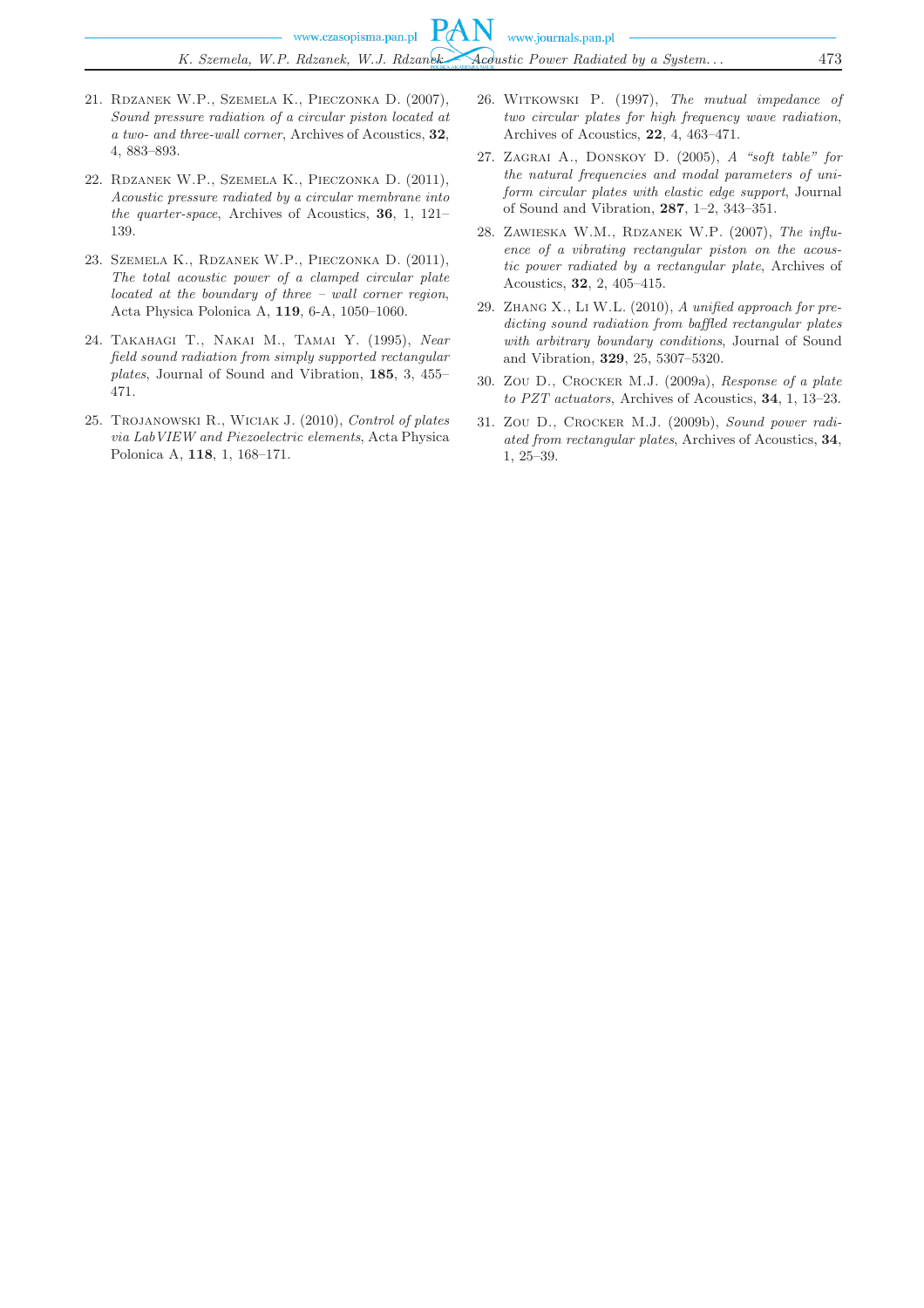21. Rdzanek W.P., Szemela K., Pieczonka D. (2007), *Sound pressure radiation of a circular piston located at a two- and three-wall corner*, Archives of Acoustics, **32**, 4, 883–893.

22. Rdzanek W.P., Szemela K., Pieczonka D. (2011), *Acoustic pressure radiated by a circular membrane into the quarter-space*, Archives of Acoustics, **36**, 1, 121–139.

23. Szemela K., Rdzanek W.P., Pieczonka D. (2011), *The total acoustic power of a clamped circular plate located at the boundary of three – wall corner region*, Acta Physica Polonica A, **119**, 6-A, 1050–1060.

24. Takahagi T., Nakai M., Tamai Y. (1995), *Near field sound radiation from simply supported rectangular plates*, Journal of Sound and Vibration, **185**, 3, 455–471.

25. Trojanowski R., Wiciak J. (2010), *Control of plates via LabVIEW and Piezoelectric elements*, Acta Physica Polonica A, **118**, 1, 168–171.

26. Witkowski P. (1997), *The mutual impedance of two circular plates for high frequency wave radiation*, Archives of Acoustics, **22**, 4, 463–471.

27. Zagrai A., Donskoy D. (2005), *A "soft table" for the natural frequencies and modal parameters of uniform circular plates with elastic edge support*, Journal of Sound and Vibration, **287**, 1–2, 343–351.

28. Zawieska W.M., Rdzanek W.P. (2007), *The influence of a vibrating rectangular piston on the acoustic power radiated by a rectangular plate*, Archives of Acoustics, **32**, 2, 405–415.

29. Zhang X., Li W.L. (2010), *A unified approach for predicting sound radiation from baffled rectangular plates with arbitrary boundary conditions*, Journal of Sound and Vibration, **329**, 25, 5307–5320.

30. Zou D., Crocker M.J. (2009a), *Response of a plate to PZT actuators*, Archives of Acoustics, **34**, 1, 13–23.

31. Zou D., Crocker M.J. (2009b), *Sound power radiated from rectangular plates*, Archives of Acoustics, **34**, 1, 25–39.